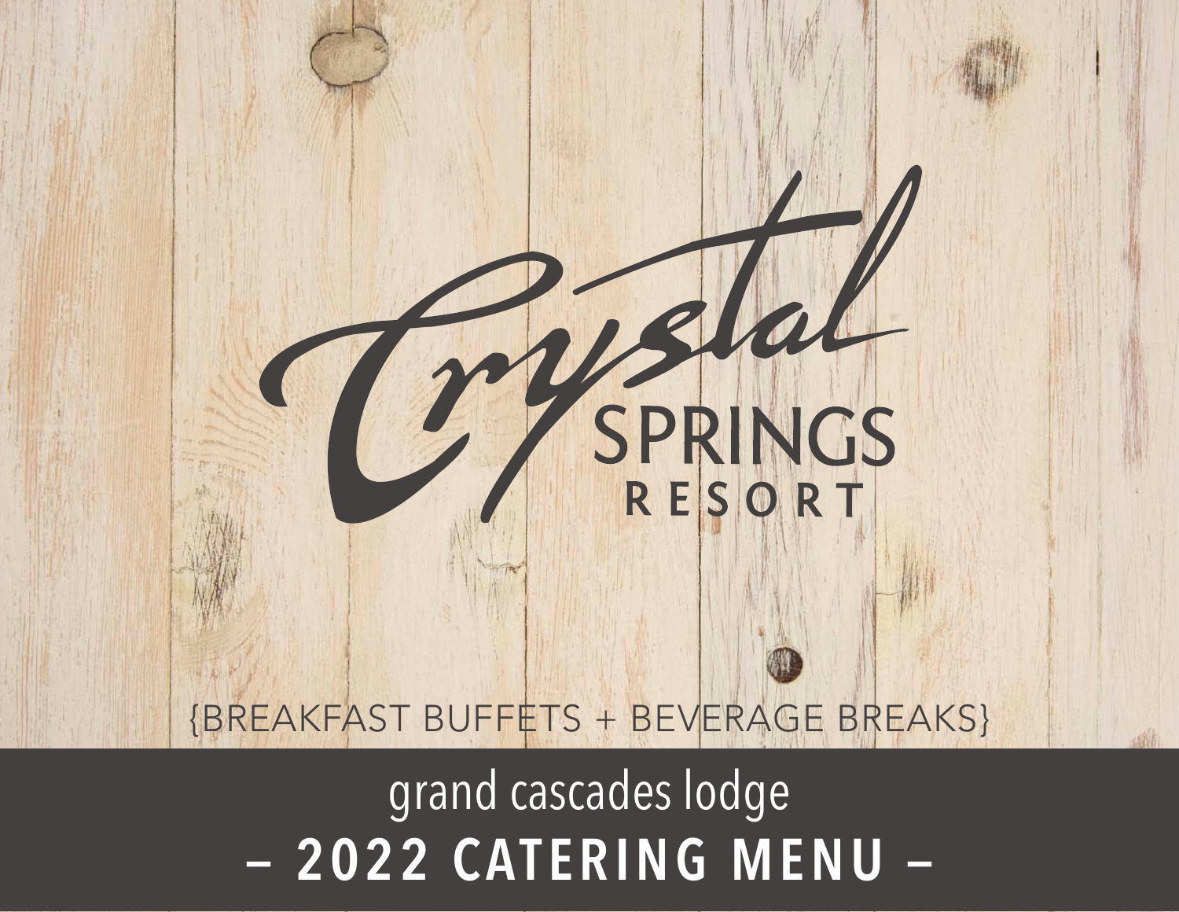# Crystal SPRINGS RESORT

{BREAKFAST BUFFETS + BEVERAGE BREAKS}

## grand cascades lodge

## – 2022 CATERING MENU –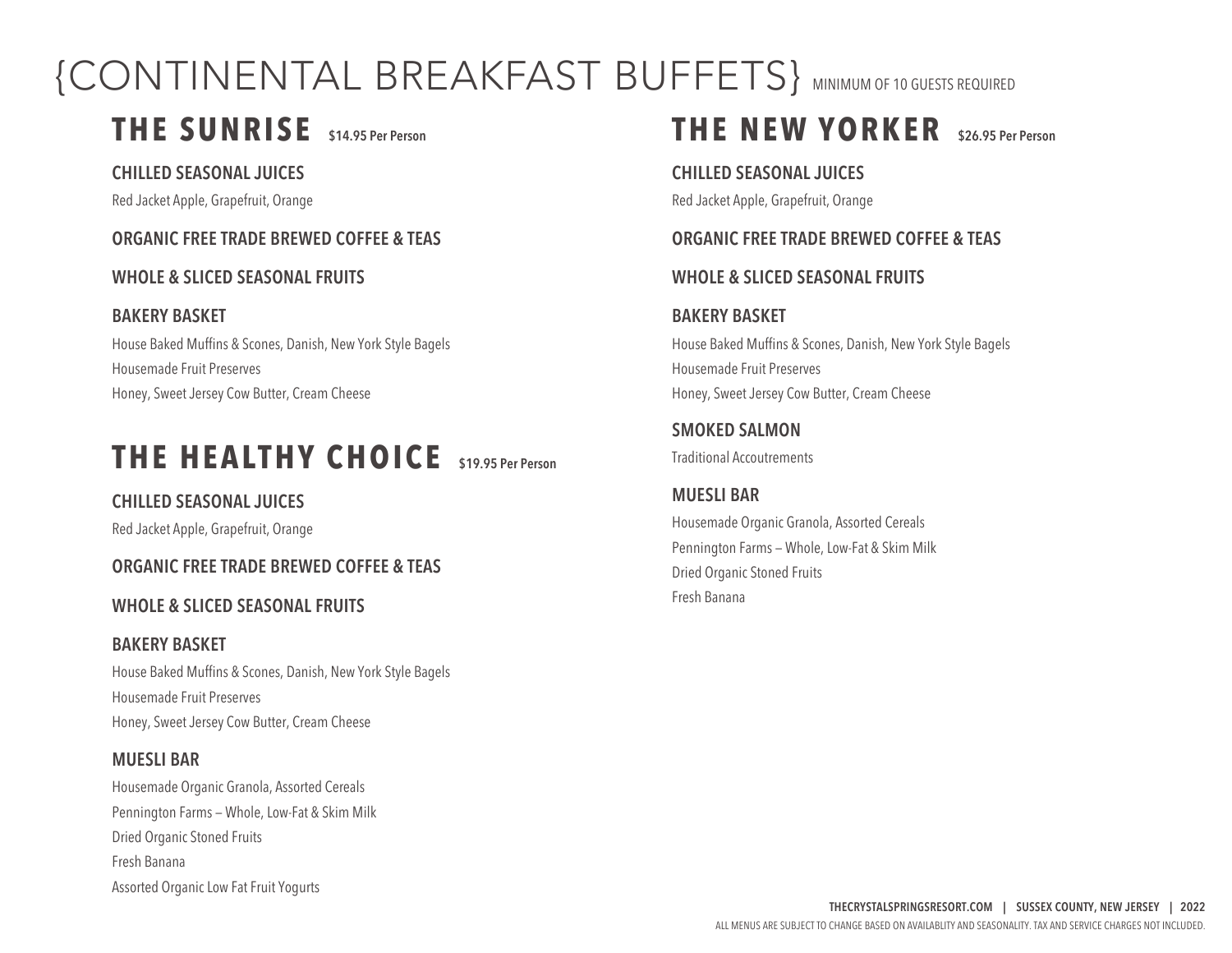# {CONTINENTAL BREAKFAST BUFFETS} MINIMUM OF 10 GUESTS REQUIRED

## THE SUNRISE $14.95 Per Person

**CHILLED SEASONAL JUICES**

Red Jacket Apple, Grapefruit, Orange

**ORGANIC FREE TRADE BREWED COFFEE & TEAS**

**WHOLE & SLICED SEASONAL FRUITS**

**BAKERY BASKET**

House Baked Muffins & Scones, Danish, New York Style Bagels
Housemade Fruit Preserves
Honey, Sweet Jersey Cow Butter, Cream Cheese

## THE HEALTHY CHOICE $19.95 Per Person

**CHILLED SEASONAL JUICES**

Red Jacket Apple, Grapefruit, Orange

**ORGANIC FREE TRADE BREWED COFFEE & TEAS**

**WHOLE & SLICED SEASONAL FRUITS**

**BAKERY BASKET**

House Baked Muffins & Scones, Danish, New York Style Bagels
Housemade Fruit Preserves
Honey, Sweet Jersey Cow Butter, Cream Cheese

**MUESLI BAR**

Housemade Organic Granola, Assorted Cereals
Pennington Farms – Whole, Low-Fat & Skim Milk
Dried Organic Stoned Fruits
Fresh Banana
Assorted Organic Low Fat Fruit Yogurts

## THE NEW YORKER $26.95 Per Person

**CHILLED SEASONAL JUICES**

Red Jacket Apple, Grapefruit, Orange

**ORGANIC FREE TRADE BREWED COFFEE & TEAS**

**WHOLE & SLICED SEASONAL FRUITS**

**BAKERY BASKET**

House Baked Muffins & Scones, Danish, New York Style Bagels
Housemade Fruit Preserves
Honey, Sweet Jersey Cow Butter, Cream Cheese

**SMOKED SALMON**

Traditional Accoutrements

**MUESLI BAR**

Housemade Organic Granola, Assorted Cereals
Pennington Farms – Whole, Low-Fat & Skim Milk
Dried Organic Stoned Fruits
Fresh Banana

ALL MENUS ARE SUBJECT TO CHANGE BASED ON AVAILABLITY AND SEASONALITY. TAX AND SERVICE CHARGES NOT INCLUDED.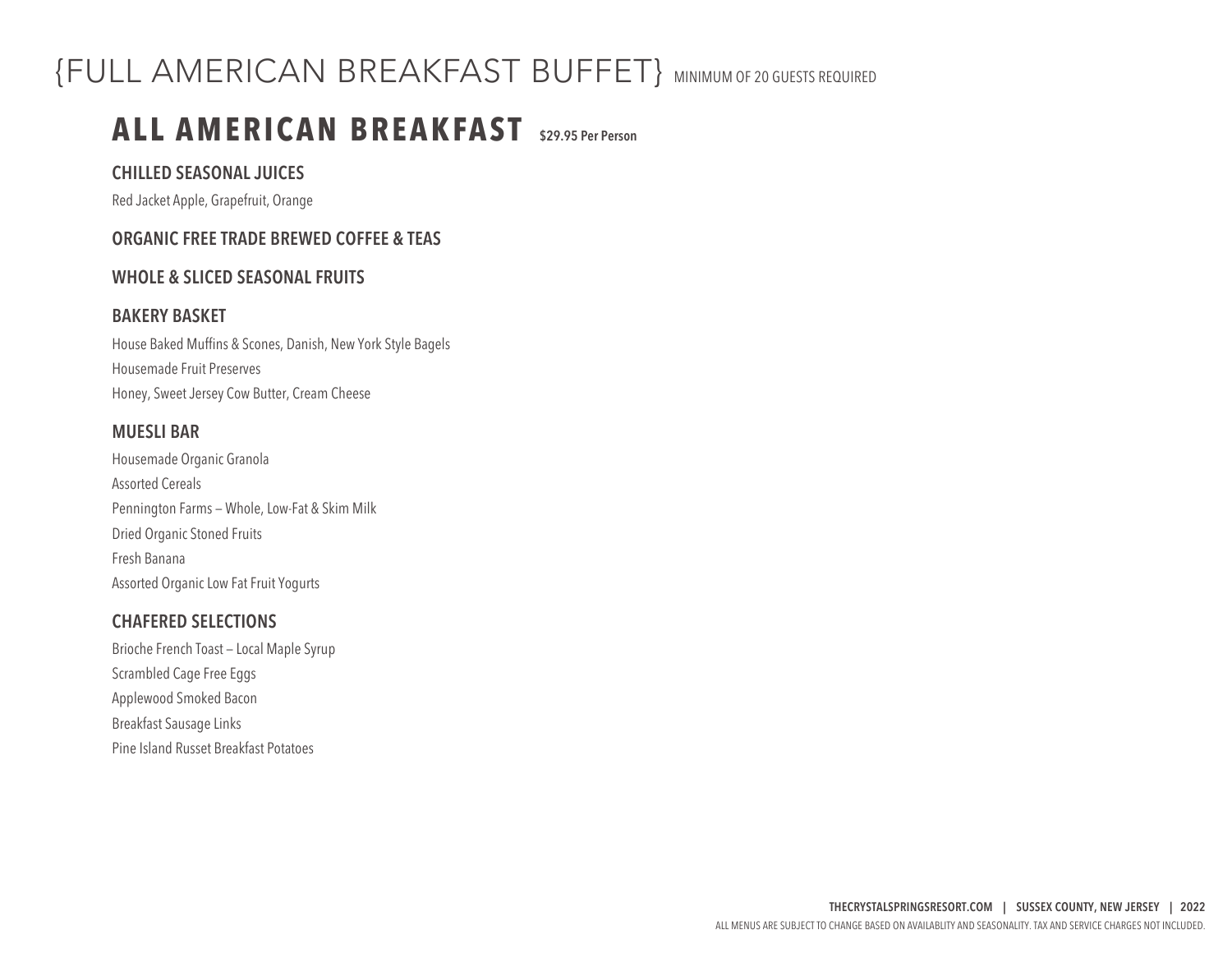# {FULL AMERICAN BREAKFAST BUFFET} MINIMUM OF 20 GUESTS REQUIRED

## ALL AMERICAN BREAKFAST $29.95 Per Person

### CHILLED SEASONAL JUICES

Red Jacket Apple, Grapefruit, Orange

### ORGANIC FREE TRADE BREWED COFFEE & TEAS

### WHOLE & SLICED SEASONAL FRUITS

### BAKERY BASKET

House Baked Muffins & Scones, Danish, New York Style Bagels

Housemade Fruit Preserves

Honey, Sweet Jersey Cow Butter, Cream Cheese

### MUESLI BAR

Housemade Organic Granola

Assorted Cereals

Pennington Farms – Whole, Low-Fat & Skim Milk

Dried Organic Stoned Fruits

Fresh Banana

Assorted Organic Low Fat Fruit Yogurts

### CHAFERED SELECTIONS

Brioche French Toast – Local Maple Syrup

Scrambled Cage Free Eggs

Applewood Smoked Bacon

Breakfast Sausage Links

Pine Island Russet Breakfast Potatoes

THECRYSTALSPRINGSRESORT.COM | SUSSEX COUNTY, NEW JERSEY | 2022

ALL MENUS ARE SUBJECT TO CHANGE BASED ON AVAILABLITY AND SEASONALITY. TAX AND SERVICE CHARGES NOT INCLUDED.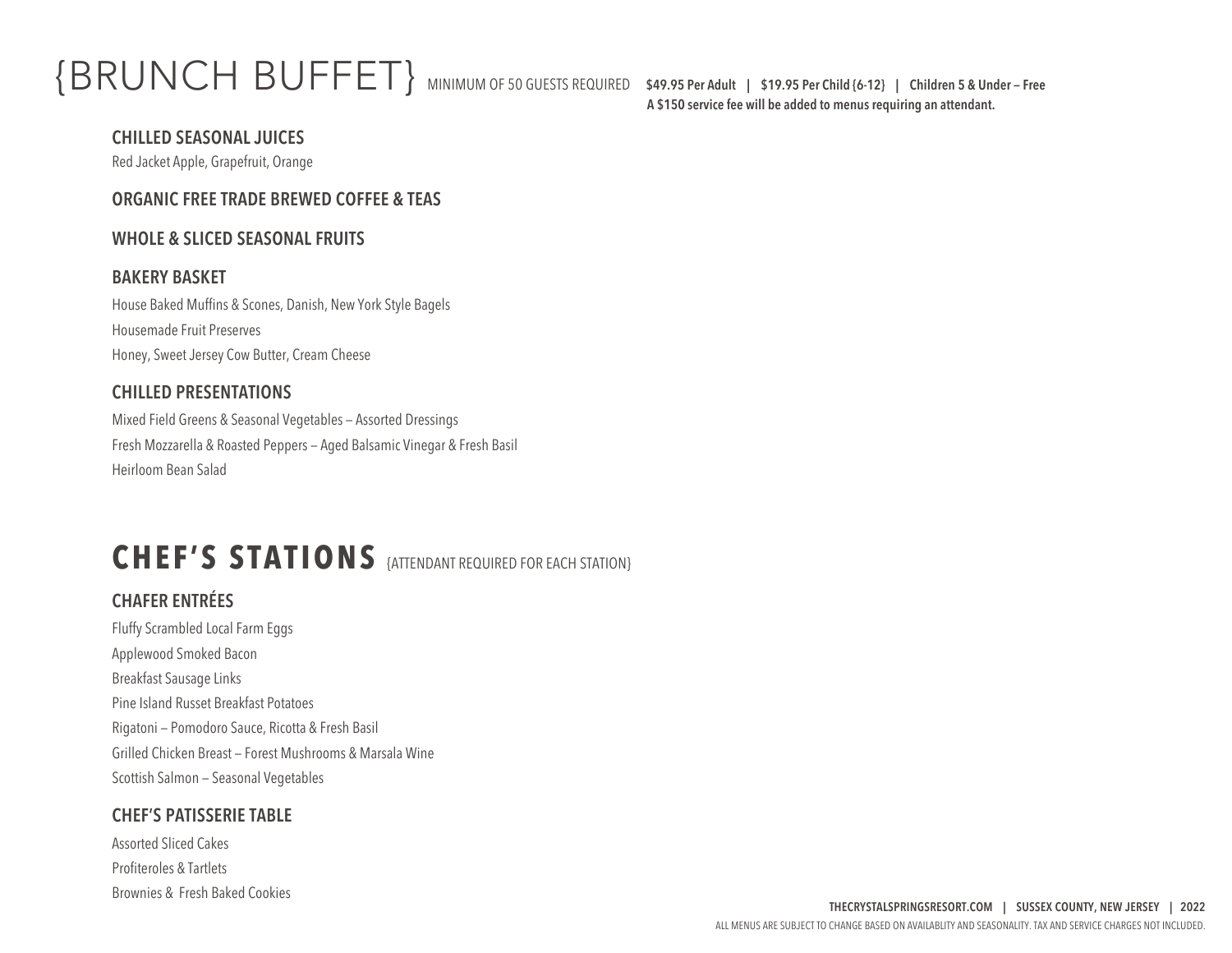# {BRUNCH BUFFET}

MINIMUM OF 50 GUESTS REQUIRED

**$49.95 Per Adult | $19.95 Per Child {6-12} | Children 5 & Under – Free**
**A $150 service fee will be added to menus requiring an attendant.**

### CHILLED SEASONAL JUICES

Red Jacket Apple, Grapefruit, Orange

### ORGANIC FREE TRADE BREWED COFFEE & TEAS

### WHOLE & SLICED SEASONAL FRUITS

### BAKERY BASKET

House Baked Muffins & Scones, Danish, New York Style Bagels

Housemade Fruit Preserves

Honey, Sweet Jersey Cow Butter, Cream Cheese

### CHILLED PRESENTATIONS

Mixed Field Greens & Seasonal Vegetables – Assorted Dressings

Fresh Mozzarella & Roasted Peppers – Aged Balsamic Vinegar & Fresh Basil

Heirloom Bean Salad

## CHEF'S STATIONS {ATTENDANT REQUIRED FOR EACH STATION}

### CHAFER ENTRÉES

Fluffy Scrambled Local Farm Eggs

Applewood Smoked Bacon

Breakfast Sausage Links

Pine Island Russet Breakfast Potatoes

Rigatoni – Pomodoro Sauce, Ricotta & Fresh Basil

Grilled Chicken Breast – Forest Mushrooms & Marsala Wine

Scottish Salmon – Seasonal Vegetables

### CHEF'S PATISSERIE TABLE

Assorted Sliced Cakes

Profiteroles & Tartlets

Brownies & Fresh Baked Cookies

**THECRYSTALSPRINGSRESORT.COM | SUSSEX COUNTY, NEW JERSEY | 2022**

ALL MENUS ARE SUBJECT TO CHANGE BASED ON AVAILABLITY AND SEASONALITY. TAX AND SERVICE CHARGES NOT INCLUDED.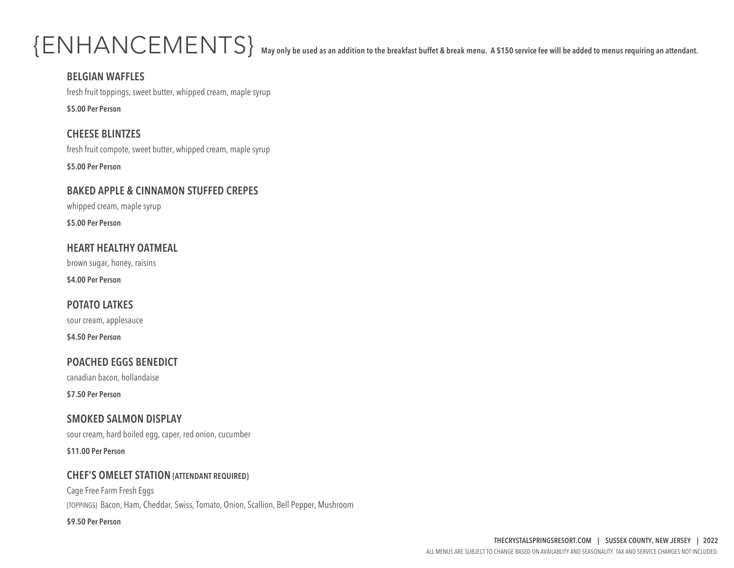# {ENHANCEMENTS}

**May only be used as an addition to the breakfast buffet & break menu. A $150 service fee will be added to menus requiring an attendant.**

### BELGIAN WAFFLES

fresh fruit toppings, sweet butter, whipped cream, maple syrup

**$5.00 Per Person**

### CHEESE BLINTZES

fresh fruit compote, sweet butter, whipped cream, maple syrup

**$5.00 Per Person**

### BAKED APPLE & CINNAMON STUFFED CREPES

whipped cream, maple syrup

**$5.00 Per Person**

### HEART HEALTHY OATMEAL

brown sugar, honey, raisins

**$4.00 Per Person**

### POTATO LATKES

sour cream, applesauce

**$4.50 Per Person**

### POACHED EGGS BENEDICT

canadian bacon, hollandaise

**$7.50 Per Person**

### SMOKED SALMON DISPLAY

sour cream, hard boiled egg, caper, red onion, cucumber

**$11.00 Per Person**

### CHEF'S OMELET STATION {ATTENDANT REQUIRED}

Cage Free Farm Fresh Eggs

{TOPPINGS} Bacon, Ham, Cheddar, Swiss, Tomato, Onion, Scallion, Bell Pepper, Mushroom

**$9.50 Per Person**

ALL MENUS ARE SUBJECT TO CHANGE BASED ON AVAILABLITY AND SEASONALITY. TAX AND SERVICE CHARGES NOT INCLUDED.